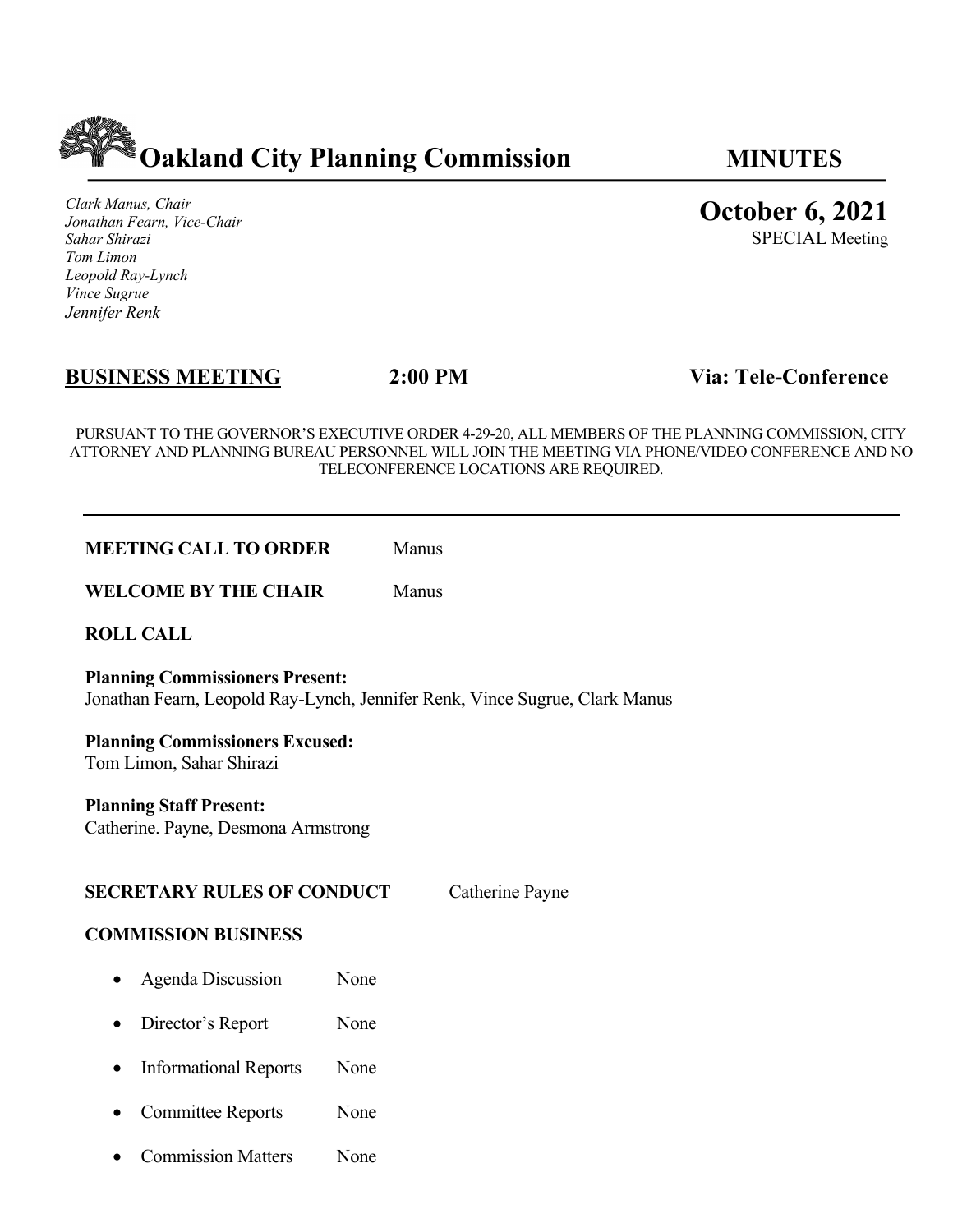# Oakland City Planning Commission

**MINUTES**

*Clark Manus, Chair*
*Jonathan Fearn, Vice-Chair*
*Sahar Shirazi*
*Tom Limon*
*Leopold Ray-Lynch*
*Vince Sugrue*
*Jennifer Renk*

**October 6, 2021**
SPECIAL Meeting

**BUSINESS MEETING** **2:00 PM** **Via: Tele-Conference**

PURSUANT TO THE GOVERNOR'S EXECUTIVE ORDER 4-29-20, ALL MEMBERS OF THE PLANNING COMMISSION, CITY ATTORNEY AND PLANNING BUREAU PERSONNEL WILL JOIN THE MEETING VIA PHONE/VIDEO CONFERENCE AND NO TELECONFERENCE LOCATIONS ARE REQUIRED.

---

**MEETING CALL TO ORDER** Manus

**WELCOME BY THE CHAIR** Manus

**ROLL CALL**

**Planning Commissioners Present:**
Jonathan Fearn, Leopold Ray-Lynch, Jennifer Renk, Vince Sugrue, Clark Manus

**Planning Commissioners Excused:**
Tom Limon, Sahar Shirazi

**Planning Staff Present:**
Catherine. Payne, Desmona Armstrong

**SECRETARY RULES OF CONDUCT** Catherine Payne

**COMMISSION BUSINESS**

- Agenda Discussion None
- Director's Report None
- Informational Reports None
- Committee Reports None
- Commission Matters None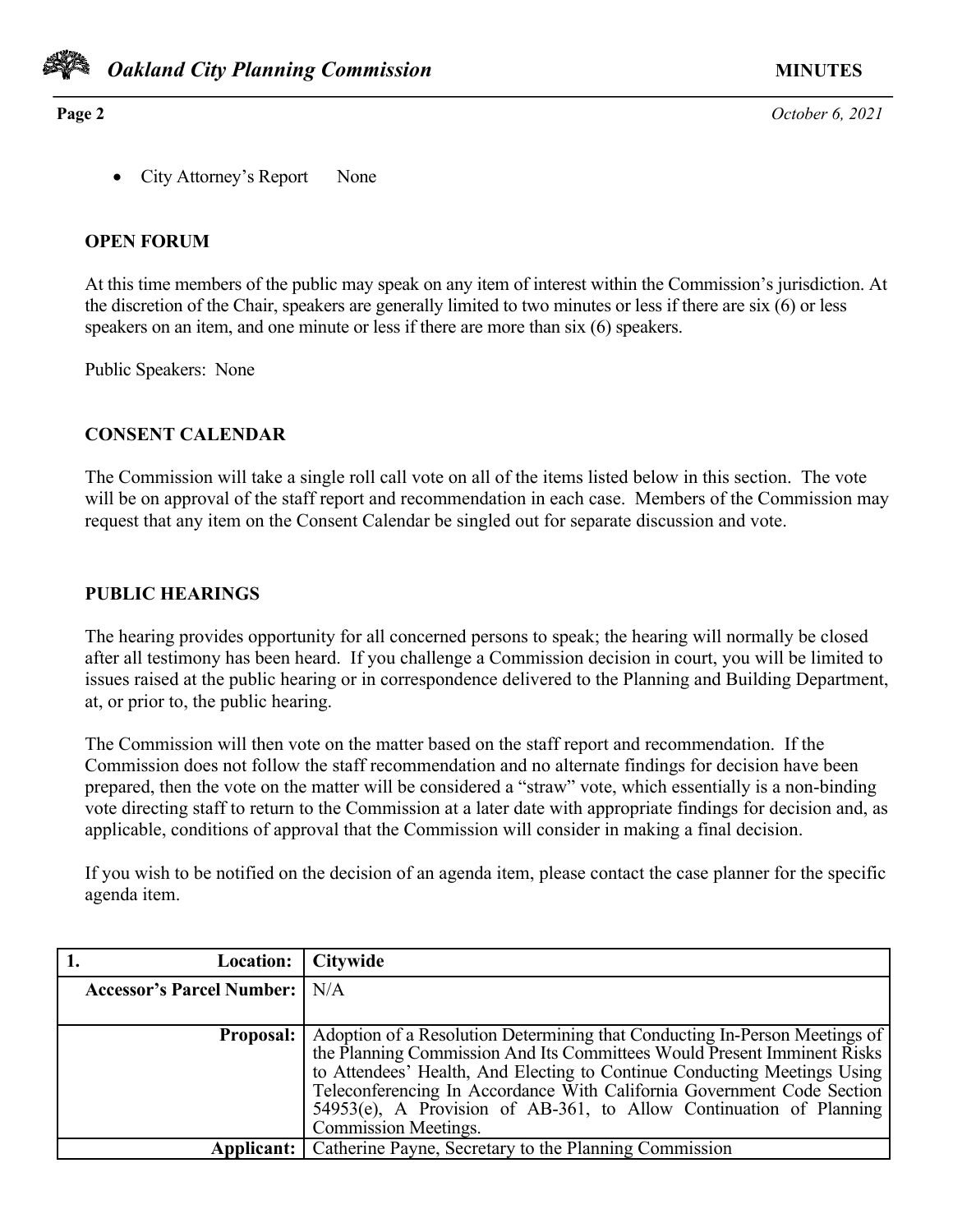- City Attorney's Report None

### OPEN FORUM

At this time members of the public may speak on any item of interest within the Commission's jurisdiction. At the discretion of the Chair, speakers are generally limited to two minutes or less if there are six (6) or less speakers on an item, and one minute or less if there are more than six (6) speakers.

Public Speakers: None

### CONSENT CALENDAR

The Commission will take a single roll call vote on all of the items listed below in this section. The vote will be on approval of the staff report and recommendation in each case. Members of the Commission may request that any item on the Consent Calendar be singled out for separate discussion and vote.

### PUBLIC HEARINGS

The hearing provides opportunity for all concerned persons to speak; the hearing will normally be closed after all testimony has been heard. If you challenge a Commission decision in court, you will be limited to issues raised at the public hearing or in correspondence delivered to the Planning and Building Department, at, or prior to, the public hearing.

The Commission will then vote on the matter based on the staff report and recommendation. If the Commission does not follow the staff recommendation and no alternate findings for decision have been prepared, then the vote on the matter will be considered a "straw" vote, which essentially is a non-binding vote directing staff to return to the Commission at a later date with appropriate findings for decision and, as applicable, conditions of approval that the Commission will consider in making a final decision.

If you wish to be notified on the decision of an agenda item, please contact the case planner for the specific agenda item.

| **1. Location:** | **Citywide** |
|---|---|
| **Accessor's Parcel Number:** | N/A |
| **Proposal:** | Adoption of a Resolution Determining that Conducting In-Person Meetings of the Planning Commission And Its Committees Would Present Imminent Risks to Attendees' Health, And Electing to Continue Conducting Meetings Using Teleconferencing In Accordance With California Government Code Section 54953(e), A Provision of AB-361, to Allow Continuation of Planning Commission Meetings. |
| **Applicant:** | Catherine Payne, Secretary to the Planning Commission |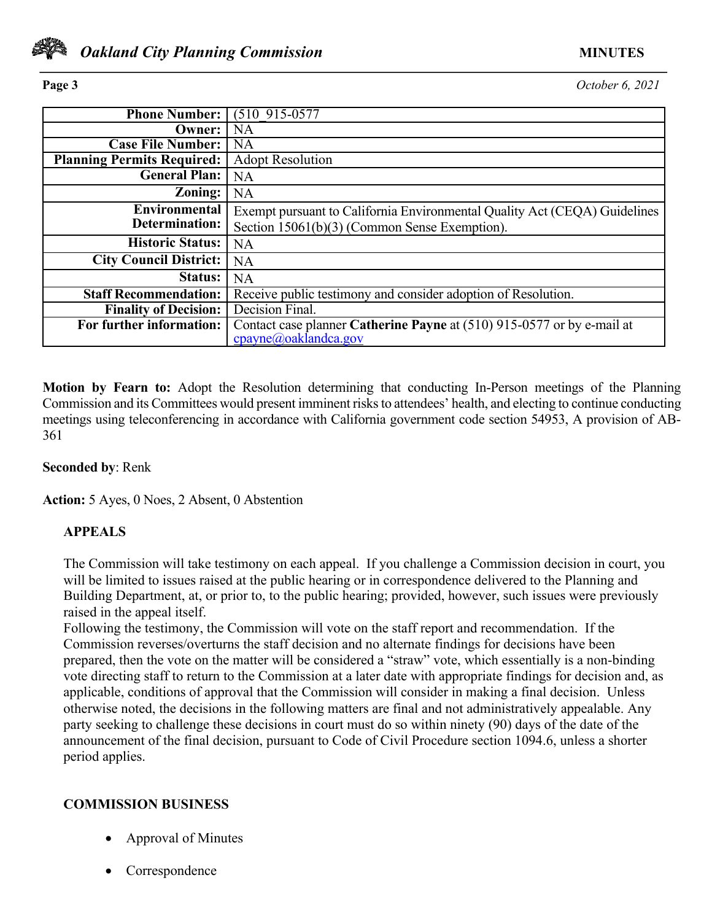| Phone Number: | (510_915-0577 |
| --- | --- |
| Owner: | NA |
| Case File Number: | NA |
| Planning Permits Required: | Adopt Resolution |
| General Plan: | NA |
| Zoning: | NA |
| Environmental Determination: | Exempt pursuant to California Environmental Quality Act (CEQA) Guidelines Section 15061(b)(3) (Common Sense Exemption). |
| Historic Status: | NA |
| City Council District: | NA |
| Status: | NA |
| Staff Recommendation: | Receive public testimony and consider adoption of Resolution. |
| Finality of Decision: | Decision Final. |
| For further information: | Contact case planner **Catherine Payne** at (510) 915-0577 or by e-mail at cpayne@oaklandca.gov |

**Motion by Fearn to:** Adopt the Resolution determining that conducting In-Person meetings of the Planning Commission and its Committees would present imminent risks to attendees' health, and electing to continue conducting meetings using teleconferencing in accordance with California government code section 54953, A provision of AB-361

**Seconded by**: Renk

**Action:** 5 Ayes, 0 Noes, 2 Absent, 0 Abstention

## APPEALS

The Commission will take testimony on each appeal. If you challenge a Commission decision in court, you will be limited to issues raised at the public hearing or in correspondence delivered to the Planning and Building Department, at, or prior to, to the public hearing; provided, however, such issues were previously raised in the appeal itself.

Following the testimony, the Commission will vote on the staff report and recommendation. If the Commission reverses/overturns the staff decision and no alternate findings for decisions have been prepared, then the vote on the matter will be considered a "straw" vote, which essentially is a non-binding vote directing staff to return to the Commission at a later date with appropriate findings for decision and, as applicable, conditions of approval that the Commission will consider in making a final decision. Unless otherwise noted, the decisions in the following matters are final and not administratively appealable. Any party seeking to challenge these decisions in court must do so within ninety (90) days of the date of the announcement of the final decision, pursuant to Code of Civil Procedure section 1094.6, unless a shorter period applies.

## COMMISSION BUSINESS

- Approval of Minutes
- Correspondence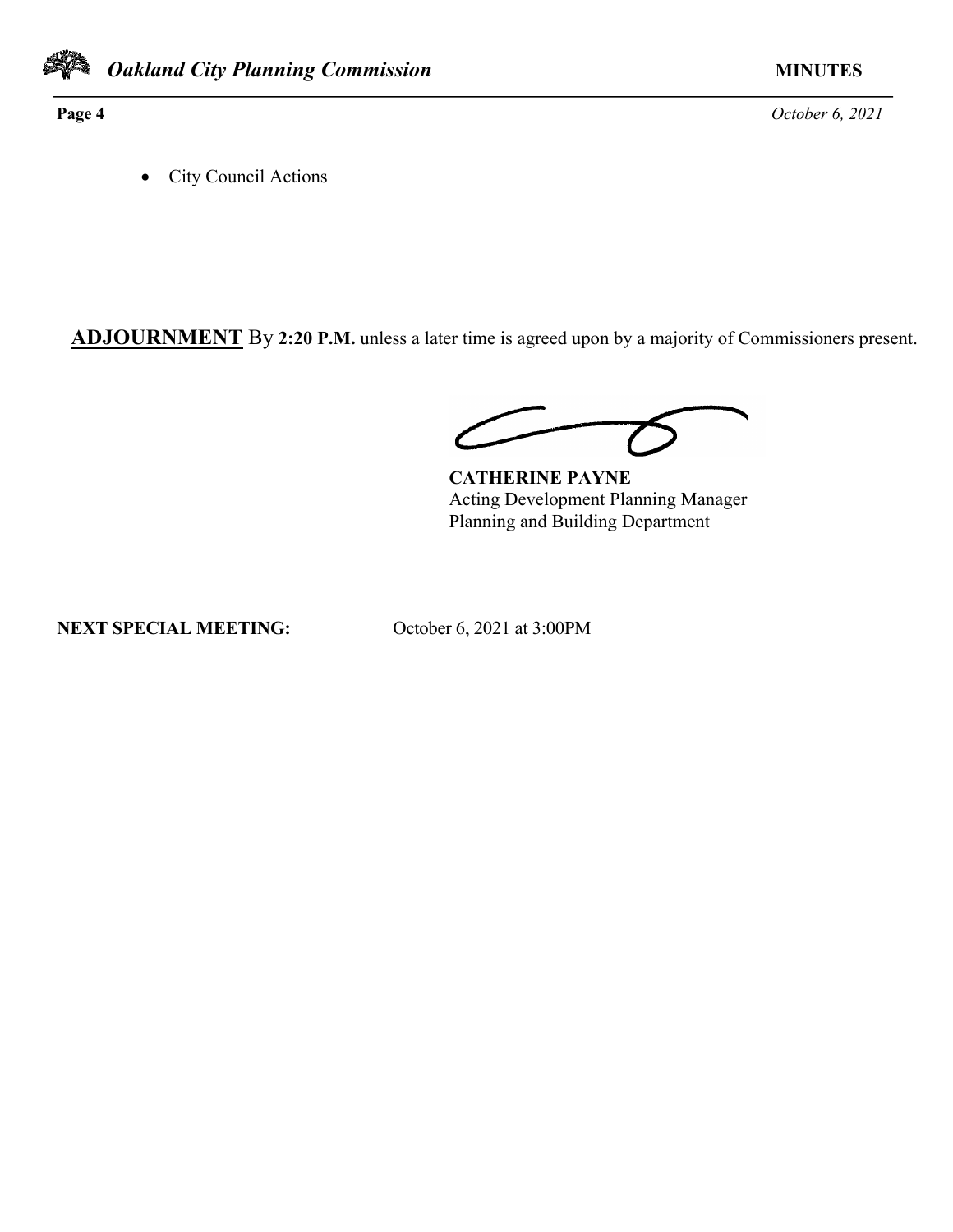- City Council Actions

**ADJOURNMENT** By **2:20 P.M.** unless a later time is agreed upon by a majority of Commissioners present.

**CATHERINE PAYNE**
Acting Development Planning Manager
Planning and Building Department

**NEXT SPECIAL MEETING:** October 6, 2021 at 3:00PM